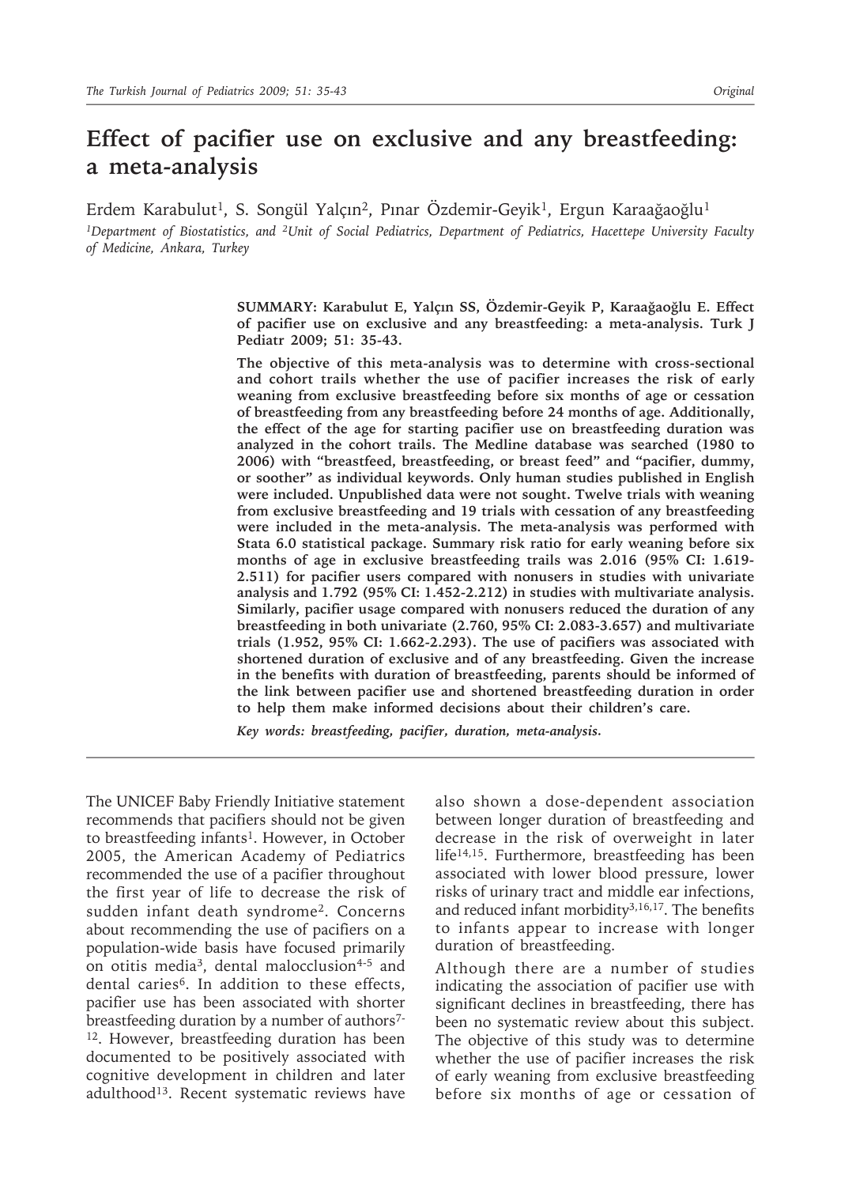# Effect of pacifier use on exclusive and any breastfeeding: a meta-analysis

Erdem Karabulut[1], S. Songül Yalçın[2], Pınar Özdemir-Geyik[1], Ergun Karaağaoğlu[1]

*[1]Department of Biostatistics, and [2]Unit of Social Pediatrics, Department of Pediatrics, Hacettepe University Faculty of Medicine, Ankara, Turkey*

**SUMMARY: Karabulut E, Yalçın SS, Özdemir-Geyik P, Karaağaoğlu E. Effect of pacifier use on exclusive and any breastfeeding: a meta-analysis. Turk J Pediatr 2009; 51: 35-43.**

**The objective of this meta-analysis was to determine with cross-sectional and cohort trails whether the use of pacifier increases the risk of early weaning from exclusive breastfeeding before six months of age or cessation of breastfeeding from any breastfeeding before 24 months of age. Additionally, the effect of the age for starting pacifier use on breastfeeding duration was analyzed in the cohort trails. The Medline database was searched (1980 to 2006) with "breastfeed, breastfeeding, or breast feed" and "pacifier, dummy, or soother" as individual keywords. Only human studies published in English were included. Unpublished data were not sought. Twelve trials with weaning from exclusive breastfeeding and 19 trials with cessation of any breastfeeding were included in the meta-analysis. The meta-analysis was performed with Stata 6.0 statistical package. Summary risk ratio for early weaning before six months of age in exclusive breastfeeding trails was 2.016 (95% CI: 1.619-2.511) for pacifier users compared with nonusers in studies with univariate analysis and 1.792 (95% CI: 1.452-2.212) in studies with multivariate analysis. Similarly, pacifier usage compared with nonusers reduced the duration of any breastfeeding in both univariate (2.760, 95% CI: 2.083-3.657) and multivariate trials (1.952, 95% CI: 1.662-2.293). The use of pacifiers was associated with shortened duration of exclusive and of any breastfeeding. Given the increase in the benefits with duration of breastfeeding, parents should be informed of the link between pacifier use and shortened breastfeeding duration in order to help them make informed decisions about their children's care.**

***Key words: breastfeeding, pacifier, duration, meta-analysis.***

---

The UNICEF Baby Friendly Initiative statement recommends that pacifiers should not be given to breastfeeding infants[1]. However, in October 2005, the American Academy of Pediatrics recommended the use of a pacifier throughout the first year of life to decrease the risk of sudden infant death syndrome[2]. Concerns about recommending the use of pacifiers on a population-wide basis have focused primarily on otitis media[3], dental malocclusion[4-5] and dental caries[6]. In addition to these effects, pacifier use has been associated with shorter breastfeeding duration by a number of authors[7-12]. However, breastfeeding duration has been documented to be positively associated with cognitive development in children and later adulthood[13]. Recent systematic reviews have also shown a dose-dependent association between longer duration of breastfeeding and decrease in the risk of overweight in later life[14,15]. Furthermore, breastfeeding has been associated with lower blood pressure, lower risks of urinary tract and middle ear infections, and reduced infant morbidity[3,16,17]. The benefits to infants appear to increase with longer duration of breastfeeding.

Although there are a number of studies indicating the association of pacifier use with significant declines in breastfeeding, there has been no systematic review about this subject. The objective of this study was to determine whether the use of pacifier increases the risk of early weaning from exclusive breastfeeding before six months of age or cessation of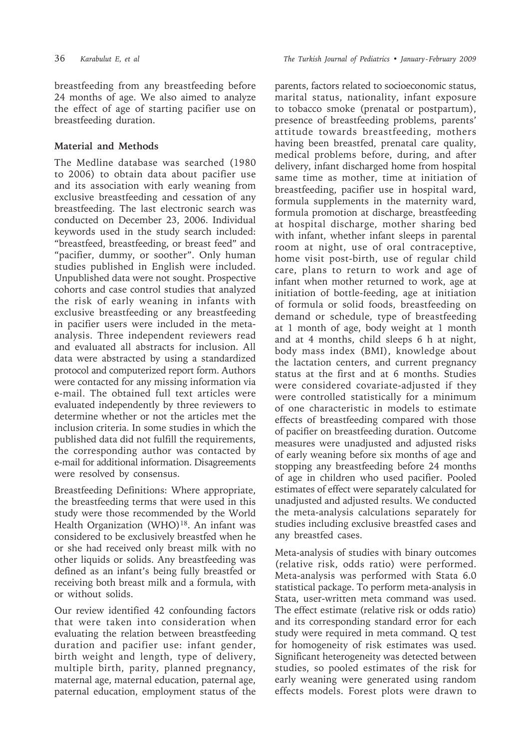breastfeeding from any breastfeeding before 24 months of age. We also aimed to analyze the effect of age of starting pacifier use on breastfeeding duration.

## Material and Methods

The Medline database was searched (1980 to 2006) to obtain data about pacifier use and its association with early weaning from exclusive breastfeeding and cessation of any breastfeeding. The last electronic search was conducted on December 23, 2006. Individual keywords used in the study search included: "breastfeed, breastfeeding, or breast feed" and "pacifier, dummy, or soother". Only human studies published in English were included. Unpublished data were not sought. Prospective cohorts and case control studies that analyzed the risk of early weaning in infants with exclusive breastfeeding or any breastfeeding in pacifier users were included in the meta-analysis. Three independent reviewers read and evaluated all abstracts for inclusion. All data were abstracted by using a standardized protocol and computerized report form. Authors were contacted for any missing information via e-mail. The obtained full text articles were evaluated independently by three reviewers to determine whether or not the articles met the inclusion criteria. In some studies in which the published data did not fulfill the requirements, the corresponding author was contacted by e-mail for additional information. Disagreements were resolved by consensus.

Breastfeeding Definitions: Where appropriate, the breastfeeding terms that were used in this study were those recommended by the World Health Organization (WHO)[18]. An infant was considered to be exclusively breastfed when he or she had received only breast milk with no other liquids or solids. Any breastfeeding was defined as an infant's being fully breastfed or receiving both breast milk and a formula, with or without solids.

Our review identified 42 confounding factors that were taken into consideration when evaluating the relation between breastfeeding duration and pacifier use: infant gender, birth weight and length, type of delivery, multiple birth, parity, planned pregnancy, maternal age, maternal education, paternal age, paternal education, employment status of the parents, factors related to socioeconomic status, marital status, nationality, infant exposure to tobacco smoke (prenatal or postpartum), presence of breastfeeding problems, parents' attitude towards breastfeeding, mothers having been breastfed, prenatal care quality, medical problems before, during, and after delivery, infant discharged home from hospital same time as mother, time at initiation of breastfeeding, pacifier use in hospital ward, formula supplements in the maternity ward, formula promotion at discharge, breastfeeding at hospital discharge, mother sharing bed with infant, whether infant sleeps in parental room at night, use of oral contraceptive, home visit post-birth, use of regular child care, plans to return to work and age of infant when mother returned to work, age at initiation of bottle-feeding, age at initiation of formula or solid foods, breastfeeding on demand or schedule, type of breastfeeding at 1 month of age, body weight at 1 month and at 4 months, child sleeps 6 h at night, body mass index (BMI), knowledge about the lactation centers, and current pregnancy status at the first and at 6 months. Studies were considered covariate-adjusted if they were controlled statistically for a minimum of one characteristic in models to estimate effects of breastfeeding compared with those of pacifier on breastfeeding duration. Outcome measures were unadjusted and adjusted risks of early weaning before six months of age and stopping any breastfeeding before 24 months of age in children who used pacifier. Pooled estimates of effect were separately calculated for unadjusted and adjusted results. We conducted the meta-analysis calculations separately for studies including exclusive breastfed cases and any breastfed cases.

Meta-analysis of studies with binary outcomes (relative risk, odds ratio) were performed. Meta-analysis was performed with Stata 6.0 statistical package. To perform meta-analysis in Stata, user-written meta command was used. The effect estimate (relative risk or odds ratio) and its corresponding standard error for each study were required in meta command. Q test for homogeneity of risk estimates was used. Significant heterogeneity was detected between studies, so pooled estimates of the risk for early weaning were generated using random effects models. Forest plots were drawn to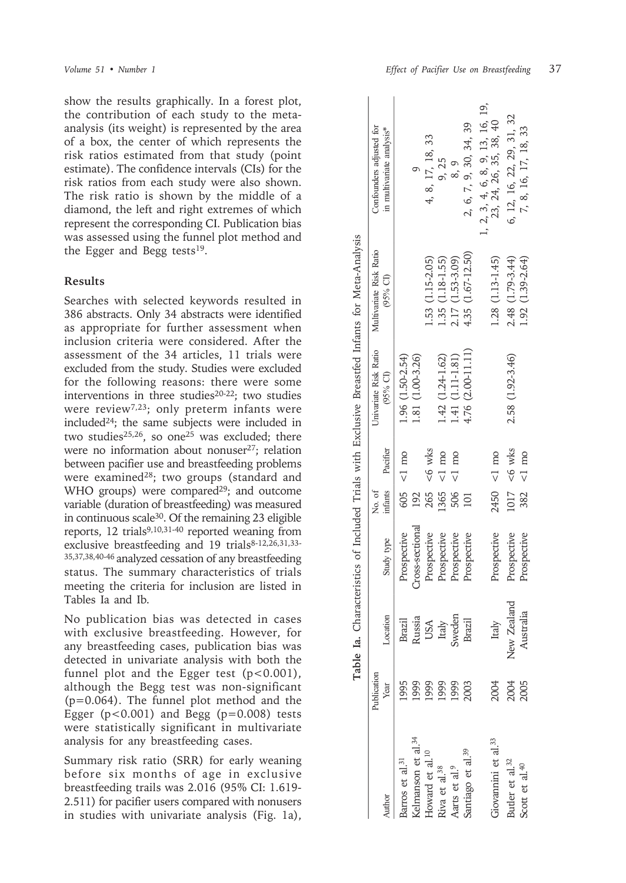show the results graphically. In a forest plot, the contribution of each study to the meta-analysis (its weight) is represented by the area of a box, the center of which represents the risk ratios estimated from that study (point estimate). The confidence intervals (CIs) for the risk ratios from each study were also shown. The risk ratio is shown by the middle of a diamond, the left and right extremes of which represent the corresponding CI. Publication bias was assessed using the funnel plot method and the Egger and Begg tests[19].

## Results

Searches with selected keywords resulted in 386 abstracts. Only 34 abstracts were identified as appropriate for further assessment when inclusion criteria were considered. After the assessment of the 34 articles, 11 trials were excluded from the study. Studies were excluded for the following reasons: there were some interventions in three studies[20-22]; two studies were review[7,23]; only preterm infants were included[24]; the same subjects were included in two studies[25,26], so one[25] was excluded; there were no information about nonuser[27]; relation between pacifier use and breastfeeding problems were examined[28]; two groups (standard and WHO groups) were compared[29]; and outcome variable (duration of breastfeeding) was measured in continuous scale[30]. Of the remaining 23 eligible reports, 12 trials[9,10,31-40] reported weaning from exclusive breastfeeding and 19 trials[8-12,26,31,33-35,37,38,40-46] analyzed cessation of any breastfeeding status. The summary characteristics of trials meeting the criteria for inclusion are listed in Tables Ia and Ib.

No publication bias was detected in cases with exclusive breastfeeding. However, for any breastfeeding cases, publication bias was detected in univariate analysis with both the funnel plot and the Egger test ($p<0.001$), although the Begg test was non-significant ($p=0.064$). The funnel plot method and the Egger ($p<0.001$) and Begg ($p=0.008$) tests were statistically significant in multivariate analysis for any breastfeeding cases.

Summary risk ratio (SRR) for early weaning before six months of age in exclusive breastfeeding trails was 2.016 (95% CI: 1.619-2.511) for pacifier users compared with nonusers in studies with univariate analysis (Fig. 1a),

**Table Ia.** Characteristics of Included Trials with Exclusive Breastfed Infants for Meta-Analysis

| Author | Publication Year | Location | Study type | No. of infants | Pacifier | Univariate Risk Ratio (95% CI) | Multivariate Risk Ratio (95% CI) | Confounders adjusted for in multivariate analysis* |
|---|---|---|---|---|---|---|---|---|
| Barros et al.[31] | 1995 | Brazil | Prospective | 605 | <1 mo | 1.96 (1.50-2.54) | | |
| Kelmanson et al.[34] | 1999 | Russia | Cross-sectional | 192 | | 1.81 (1.00-3.26) | | 9 |
| Howard et al.[10] | 1999 | USA | Prospective | 265 | <6 wks | | 1.53 (1.15-2.05) | 4, 8, 17, 18, 33 |
| Riva et al.[38] | 1999 | Italy | Prospective | 1365 | <1 mo | 1.42 (1.24-1.62) | 1.35 (1.18-1.55) | 9, 25 |
| Aarts et al.[9] | 1999 | Sweden | Prospective | 506 | <1 mo | 1.41 (1.11-1.81) | 2.17 (1.53-3.09) | 8, 9 |
| Santiago et al.[39] | 2003 | Brazil | Prospective | 101 | | 4.76 (2.00-11.11) | 4.35 (1.67-12.50) | 2, 6, 7, 9, 30, 34, 39 |
| Giovannini et al.[33] | 2004 | Italy | Prospective | 2450 | <1 mo | | 1.28 (1.13-1.45) | 1, 2, 3, 4, 6, 8, 9, 13, 16, 19, 23, 24, 26, 35, 38, 40 |
| Butler et al.[32] | 2004 | New Zealand | Prospective | 1017 | <6 wks | 2.58 (1.92-3.46) | 2.48 (1.79-3.44) | 6, 12, 16, 22, 29, 31, 32 |
| Scott et al.[40] | 2005 | Australia | Prospective | 382 | <1 mo | | 1.92 (1.39-2.64) | 7, 8, 16, 17, 18, 33 |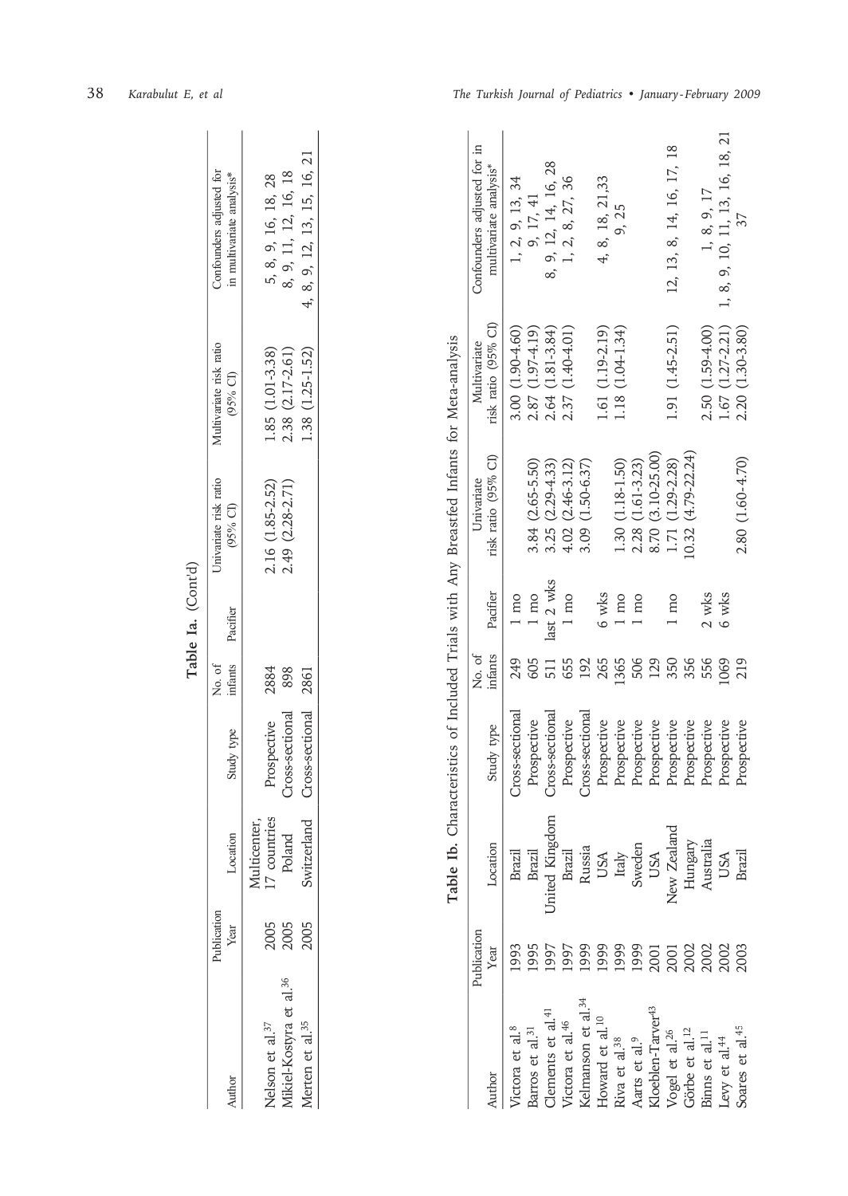**Table Ia.** (Cont'd)

| Author | Publication Year | Location | Study type | No. of infants | Pacifier | Univariate risk ratio (95% CI) | Multivariate risk ratio (95% CI) | Confounders adjusted for in multivariate analysis* |
|---|---|---|---|---|---|---|---|---|
| Nelson et al.[37] | 2005 | Multicenter, 17 countries | Prospective | 2884 | | 2.16 (1.85-2.52) | 1.85 (1.01-3.38) | 5, 8, 9, 16, 18, 28 |
| Mikiel-Kostyra et al.[36] | 2005 | Poland | Cross-sectional | 898 | | 2.49 (2.28-2.71) | 2.38 (2.17-2.61) | 8, 9, 11, 12, 16, 18 |
| Merten et al.[35] | 2005 | Switzerland | Cross-sectional | 2861 | | | 1.38 (1.25-1.52) | 4, 8, 9, 12, 13, 15, 16, 21 |

**Table Ib.** Characteristics of Included Trials with Any Breastfed Infants for Meta-analysis

| Author | Publication Year | Location | Study type | No. of infants | Pacifier | Univariate risk ratio (95% CI) | Multivariate risk ratio (95% CI) | Confounders adjusted for in multivariate analysis* |
|---|---|---|---|---|---|---|---|---|
| Victora et al.[8] | 1993 | Brazil | Cross-sectional | 249 | 1 mo | | 3.00 (1.90-4.60) | 1, 2, 9, 13, 34 |
| Barros et al.[31] | 1995 | Brazil | Prospective | 605 | 1 mo | 3.84 (2.65-5.50) | 2.87 (1.97-4.19) | 9, 17, 41 |
| Clements et al.[41] | 1997 | United Kingdom | Cross-sectional | 511 | last 2 wks | 3.25 (2.29-4.33) | 2.64 (1.81-3.84) | 8, 9, 12, 14, 16, 28 |
| Victora et al.[46] | 1997 | Brazil | Prospective | 655 | 1 mo | 4.02 (2.46-3.12) | 2.37 (1.40-4.01) | 1, 2, 8, 27, 36 |
| Kelmanson et al.[34] | 1999 | Russia | Cross-sectional | 192 | | 3.09 (1.50-6.37) | | |
| Howard et al.[10] | 1999 | USA | Prospective | 265 | 6 wks | | 1.61 (1.19-2.19) | 4, 8, 18, 21,33 |
| Riva et al.[38] | 1999 | Italy | Prospective | 1365 | 1 mo | 1.30 (1.18-1.50) | 1.18 (1.04-1.34) | 9, 25 |
| Aarts et al.[9] | 1999 | Sweden | Prospective | 506 | 1 mo | 2.28 (1.61-3.23) | | |
| Kloeblen-Tarver[43] | 2001 | USA | Prospective | 129 | | 8.70 (3.10-25.00) | | |
| Vogel et al.[26] | 2001 | New Zealand | Prospective | 350 | 1 mo | 1.71 (1.29-2.28) | 1.91 (1.45-2.51) | 12, 13, 8, 14, 16, 17, 18 |
| Görbe et al.[12] | 2002 | Hungary | Prospective | 356 | | 10.32 (4.79-22.24) | | |
| Binns et al.[11] | 2002 | Australia | Prospective | 556 | 2 wks | | 2.50 (1.59-4.00) | 1, 8, 9, 17 |
| Levy et al.[44] | 2002 | USA | Prospective | 1069 | 6 wks | | 1.67 (1.27-2.21) | 1, 8, 9, 10, 11, 13, 16, 18, 21 |
| Soares et al.[45] | 2003 | Brazil | Prospective | 219 | | 2.80 (1.60-4.70) | 2.20 (1.30-3.80) | 37 |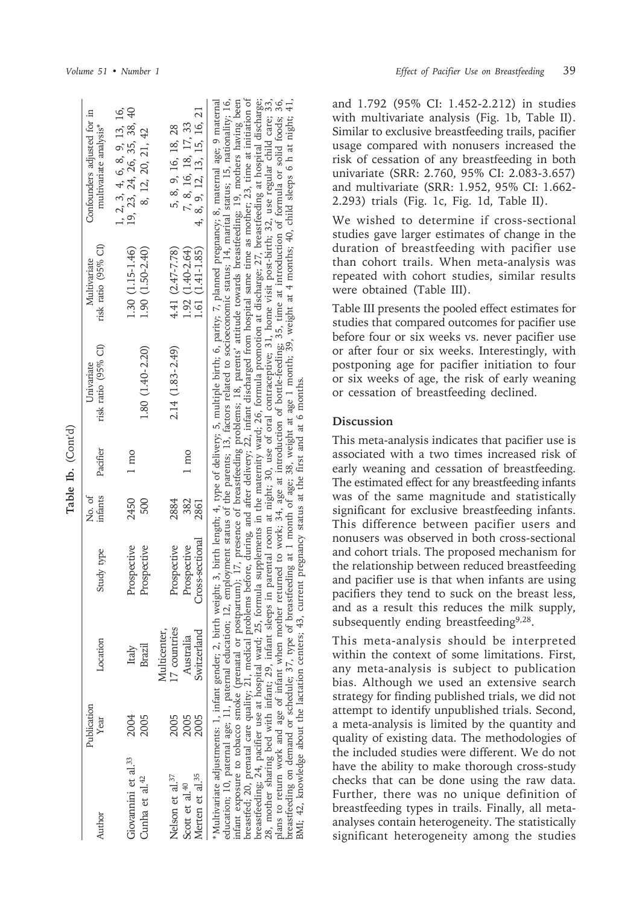**Table Ib.** (Cont'd)

| Author | Publication Year | Location | Study type | No. of infants | Pacifier | Univariate risk ratio (95% CI) | Multivariate risk ratio (95% CI) | Confounders adjusted for in multivariate analysis* |
|---|---|---|---|---|---|---|---|---|
| Giovannini et al.[33] | 2004 | Italy | Prospective | 2450 | 1 mo | | 1.30 (1.15-1.46) | 1, 2, 3, 4, 6, 8, 9, 13, 16, 19, 23, 24, 26, 35, 38, 40 |
| Cunha et al.[42] | 2005 | Brazil | Prospective | 500 | | 1.80 (1.40-2.20) | 1.90 (1.50-2.40) | 8, 12, 20, 21, 42 |
| Nelson et al.[37] | 2005 | Multicenter, 17 countries | Prospective | 2884 | | 2.14 (1.83-2.49) | 4.41 (2.47-7.78) | 5, 8, 9, 16, 18, 28 |
| Scott et al.[40] | 2005 | Australia | Prospective | 382 | 1 mo | | 1.92 (1.40-2.64) | 7, 8, 16, 18, 17, 33 |
| Mertén et al.[35] | 2005 | Switzerland | Cross-sectional | 2861 | | | 1.61 (1.41-1.85) | 4, 8, 9, 12, 13, 15, 16, 21 |

\* Multivariate adjustments: 1, infant gender; 2, birth weight; 3, birth length; 4, type of delivery; 5, multiple birth; 6, parity; 7, planned pregnancy; 8, maternal age; 9 maternal education; 10, paternal age; 11, paternal education; 12, employment status of the parents; 13, factors related to socioeconomic status; 14, marital status; 15, nationality; 16, infant exposure to tobacco smoke (prenatal or postpartum); 17, presence of breastfeeding problems; 18, parents' attitude towards breastfeeding; 19, mothers having been breastfed; 20, prenatal care quality; 21, medical problems before, during, and after delivery; 22, infant discharged from hospital same time as mother; 23, time at initiation of breastfeeding; 24, pacifier use at hospital ward; 25, formula supplements in the maternity ward; 26, formula promotion at discharge; 27, breastfeeding at hospital discharge; 28, mother sharing bed with infant; 29, infant sleeps in parental room at night; 30, use of oral contraceptive; 31, home visit post-birth; 32, use regular child care; 33, plans to return work and age of infant when mother returned to work; 34, age at introduction of bottle-feeding; 35, time at introduction of formula or solid foods; 36, breastfeeding on demand or schedule; 37, type of breastfeeding at 1 month of age; 38, weight at age 1 month; 39, weight at 4 months; 40, child sleeps 6 h at night; 41, BMI; 42, knowledge about the lactation centers; 43, current pregnancy status at the first and at 6 months.

and 1.792 (95% CI: 1.452-2.212) in studies with multivariate analysis (Fig. 1b, Table II). Similar to exclusive breastfeeding trails, pacifier usage compared with nonusers increased the risk of cessation of any breastfeeding in both univariate (SRR: 2.760, 95% CI: 2.083-3.657) and multivariate (SRR: 1.952, 95% CI: 1.662-2.293) trials (Fig. 1c, Fig. 1d, Table II).

We wished to determine if cross-sectional studies gave larger estimates of change in the duration of breastfeeding with pacifier use than cohort trails. When meta-analysis was repeated with cohort studies, similar results were obtained (Table III).

Table III presents the pooled effect estimates for studies that compared outcomes for pacifier use before four or six weeks vs. never pacifier use or after four or six weeks. Interestingly, with postponing age for pacifier initiation to four or six weeks of age, the risk of early weaning or cessation of breastfeeding declined.

## Discussion

This meta-analysis indicates that pacifier use is associated with a two times increased risk of early weaning and cessation of breastfeeding. The estimated effect for any breastfeeding infants was of the same magnitude and statistically significant for exclusive breastfeeding infants. This difference between pacifier users and nonusers was observed in both cross-sectional and cohort trials. The proposed mechanism for the relationship between reduced breastfeeding and pacifier use is that when infants are using pacifiers they tend to suck on the breast less, and as a result this reduces the milk supply, subsequently ending breastfeeding[9,28].

This meta-analysis should be interpreted within the context of some limitations. First, any meta-analysis is subject to publication bias. Although we used an extensive search strategy for finding published trials, we did not attempt to identify unpublished trials. Second, a meta-analysis is limited by the quantity and quality of existing data. The methodologies of the included studies were different. We do not have the ability to make thorough cross-study checks that can be done using the raw data. Further, there was no unique definition of breastfeeding types in trails. Finally, all meta-analyses contain heterogeneity. The statistically significant heterogeneity among the studies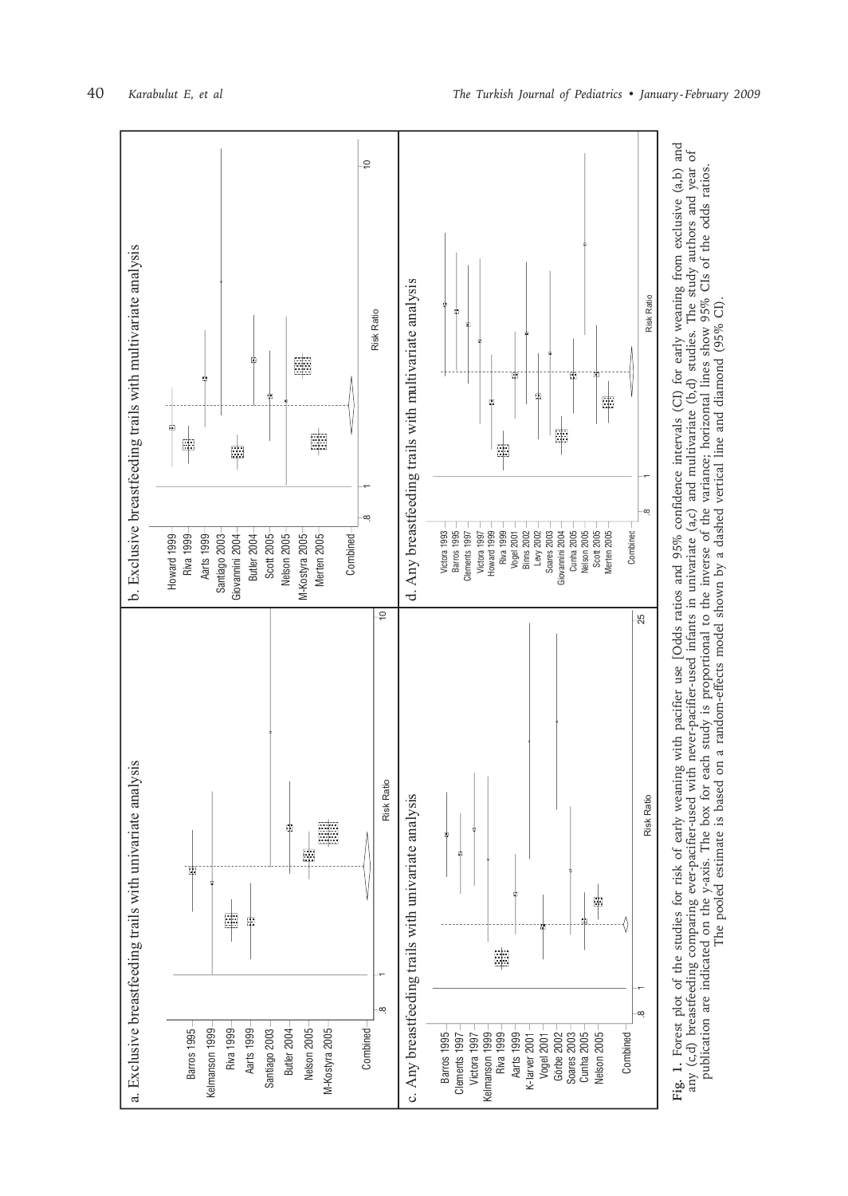a. Exclusive breastfeeding trails with univariate analysis

Barros 1995
Kelmanson 1999
Riva 1999
Aarts 1999
Santiago 2003
Butler 2004
Nelson 2005
M-Kostyra 2005
Combined

.8 1 Risk Ratio 10

b. Exclusive breastfeeding trails with multivariate analysis

Howard 1999
Riva 1999
Aarts 1999
Santiago 2003
Giovannini 2004
Butler 2004
Scott 2005
Nelson 2005
M-Kostyra 2005
Merten 2005
Combined

.8 1 Risk Ratio 10

c. Any breastfeeding trails with univariate analysis

Barros 1995
Clements 1997
Victora 1997
Kelmanson 1999
Riva 1999
Aarts 1999
K-larver 2001
Vogel 2001
Görbe 2002
Soares 2003
Cunha 2005
Nelson 2005
Combined

.8 1 Risk Ratio 25

d. Any breastfeeding trails with multivariate analysis

Victora 1993
Barros 1995
Clements 1997
Victora 1997
Howard 1999
Riva 1999
Vogel 2001
Binns 2002
Levy 2002
Soares 2003
Giovannini 2004
Cunha 2005
Nelson 2005
Scott 2005
Merten 2005
Combined

.8 1 Risk Ratio

**Fig. 1.** Forest plot of the studies for risk of early weaning with pacifier use [Odds ratios and 95% confidence intervals (CI) for early weaning from exclusive (a,b) and any (c,d) breastfeeding comparing ever-pacifier-used with never-pacifier-used infants in univariate (a,c) and multivariate (b,d) studies. The study authors and year of publication are indicated on the y-axis. The box for each study is proportional to the inverse of the variance; horizontal lines show 95% CIs of the odds ratios. The pooled estimate is based on a random-effects model shown by a dashed vertical line and diamond (95% CI).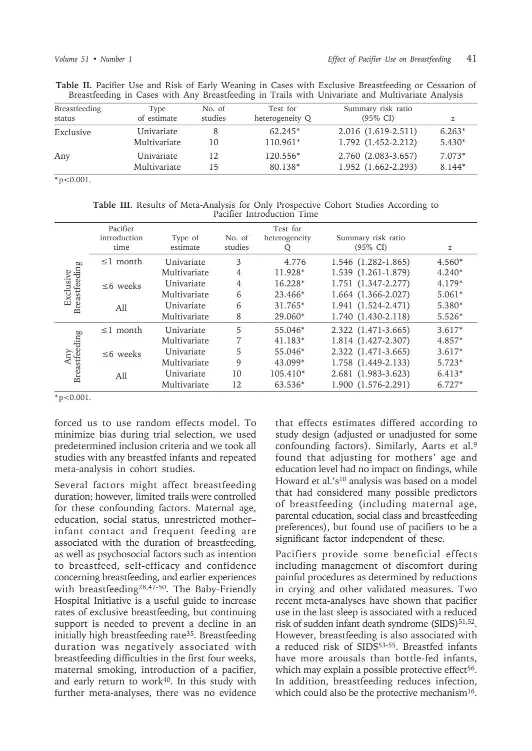**Table II.** Pacifier Use and Risk of Early Weaning in Cases with Exclusive Breastfeeding or Cessation of Breastfeeding in Cases with Any Breastfeeding in Trails with Univariate and Multivariate Analysis

| Breastfeeding status | Type of estimate | No. of studies | Test for heterogeneity Q | Summary risk ratio (95% CI) | z |
|---|---|---|---|---|---|
| Exclusive | Univariate | 8 | 62.245* | 2.016 (1.619-2.511) | 6.263* |
| | Multivariate | 10 | 110.961* | 1.792 (1.452-2.212) | 5.430* |
| Any | Univariate | 12 | 120.556* | 2.760 (2.083-3.657) | 7.073* |
| | Multivariate | 15 | 80.138* | 1.952 (1.662-2.293) | 8.144* |

*p<0.001.

**Table III.** Results of Meta-Analysis for Only Prospective Cohort Studies According to Pacifier Introduction Time

| | Pacifier introduction time | Type of estimate | No. of studies | Test for heterogeneity Q | Summary risk ratio (95% CI) | z |
|---|---|---|---|---|---|---|
| Exclusive Breastfeeding | ≤1 month | Univariate | 3 | 4.776 | 1.546 (1.282-1.865) | 4.560* |
| | | Multivariate | 4 | 11.928* | 1.539 (1.261-1.879) | 4.240* |
| | ≤6 weeks | Univariate | 4 | 16.228* | 1.751 (1.347-2.277) | 4.179* |
| | | Multivariate | 6 | 23.466* | 1.664 (1.366-2.027) | 5.061* |
| | All | Univariate | 6 | 31.765* | 1.941 (1.524-2.471) | 5.380* |
| | | Multivariate | 8 | 29.060* | 1.740 (1.430-2.118) | 5.526* |
| Any Breastfeeding | ≤1 month | Univariate | 5 | 55.046* | 2.322 (1.471-3.665) | 3.617* |
| | | Multivariate | 7 | 41.183* | 1.814 (1.427-2.307) | 4.857* |
| | ≤6 weeks | Univariate | 5 | 55.046* | 2.322 (1.471-3.665) | 3.617* |
| | | Multivariate | 9 | 43.099* | 1.758 (1.449-2.133) | 5.723* |
| | All | Univariate | 10 | 105.410* | 2.681 (1.983-3.623) | 6.413* |
| | | Multivariate | 12 | 63.536* | 1.900 (1.576-2.291) | 6.727* |

*p<0.001.

forced us to use random effects model. To minimize bias during trial selection, we used predetermined inclusion criteria and we took all studies with any breastfed infants and repeated meta-analysis in cohort studies.

Several factors might affect breastfeeding duration; however, limited trails were controlled for these confounding factors. Maternal age, education, social status, unrestricted mother–infant contact and frequent feeding are associated with the duration of breastfeeding, as well as psychosocial factors such as intention to breastfeed, self-efficacy and confidence concerning breastfeeding, and earlier experiences with breastfeeding[28,47-50]. The Baby-Friendly Hospital Initiative is a useful guide to increase rates of exclusive breastfeeding, but continuing support is needed to prevent a decline in an initially high breastfeeding rate[35]. Breastfeeding duration was negatively associated with breastfeeding difficulties in the first four weeks, maternal smoking, introduction of a pacifier, and early return to work[40]. In this study with further meta-analyses, there was no evidence that effects estimates differed according to study design (adjusted or unadjusted for some confounding factors). Similarly, Aarts et al.[9] found that adjusting for mothers' age and education level had no impact on findings, while Howard et al.'s[10] analysis was based on a model that had considered many possible predictors of breastfeeding (including maternal age, parental education, social class and breastfeeding preferences), but found use of pacifiers to be a significant factor independent of these.

Pacifiers provide some beneficial effects including management of discomfort during painful procedures as determined by reductions in crying and other validated measures. Two recent meta-analyses have shown that pacifier use in the last sleep is associated with a reduced risk of sudden infant death syndrome (SIDS)[51,52]. However, breastfeeding is also associated with a reduced risk of SIDS[53-55]. Breastfed infants have more arousals than bottle-fed infants, which may explain a possible protective effect[56]. In addition, breastfeeding reduces infection, which could also be the protective mechanism[16].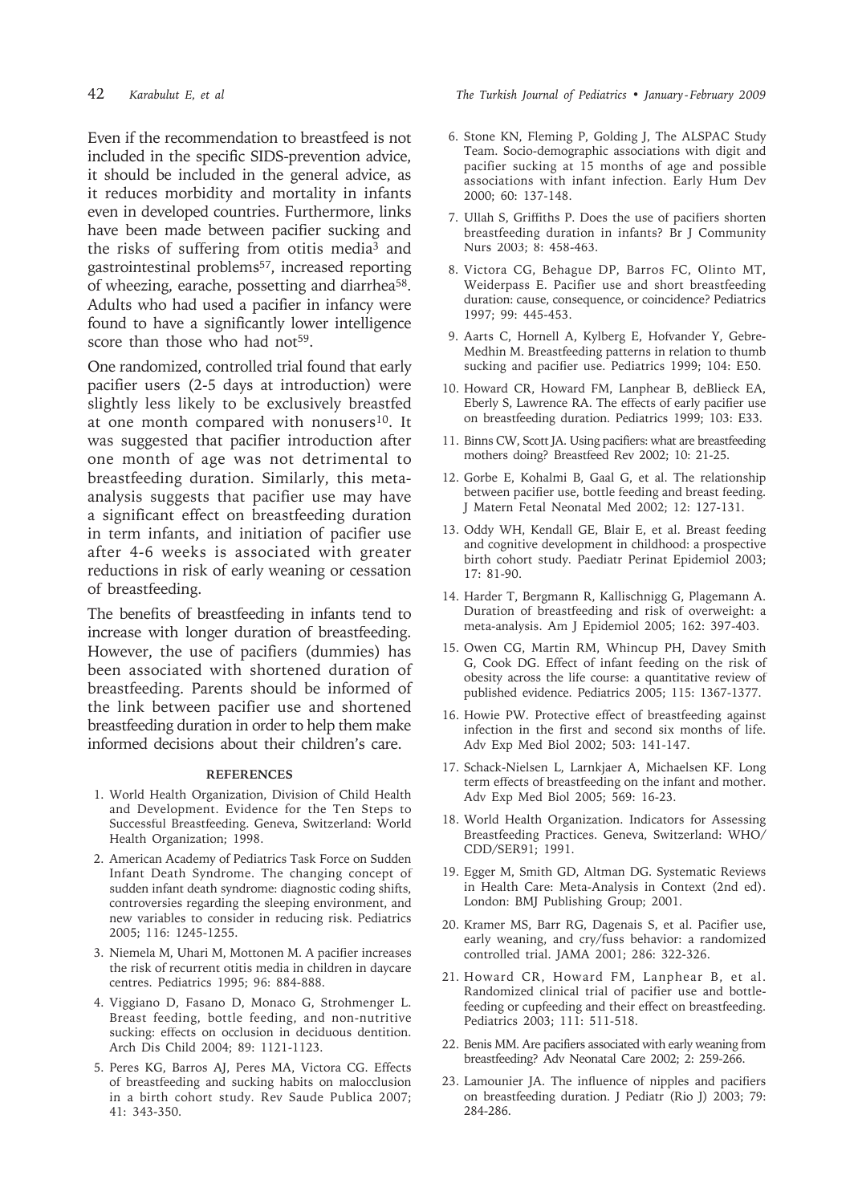Even if the recommendation to breastfeed is not included in the specific SIDS-prevention advice, it should be included in the general advice, as it reduces morbidity and mortality in infants even in developed countries. Furthermore, links have been made between pacifier sucking and the risks of suffering from otitis media[3] and gastrointestinal problems[57], increased reporting of wheezing, earache, possetting and diarrhea[58]. Adults who had used a pacifier in infancy were found to have a significantly lower intelligence score than those who had not[59].

One randomized, controlled trial found that early pacifier users (2-5 days at introduction) were slightly less likely to be exclusively breastfed at one month compared with nonusers[10]. It was suggested that pacifier introduction after one month of age was not detrimental to breastfeeding duration. Similarly, this meta-analysis suggests that pacifier use may have a significant effect on breastfeeding duration in term infants, and initiation of pacifier use after 4-6 weeks is associated with greater reductions in risk of early weaning or cessation of breastfeeding.

The benefits of breastfeeding in infants tend to increase with longer duration of breastfeeding. However, the use of pacifiers (dummies) has been associated with shortened duration of breastfeeding. Parents should be informed of the link between pacifier use and shortened breastfeeding duration in order to help them make informed decisions about their children's care.

## REFERENCES

1. World Health Organization, Division of Child Health and Development. Evidence for the Ten Steps to Successful Breastfeeding. Geneva, Switzerland: World Health Organization; 1998.
2. American Academy of Pediatrics Task Force on Sudden Infant Death Syndrome. The changing concept of sudden infant death syndrome: diagnostic coding shifts, controversies regarding the sleeping environment, and new variables to consider in reducing risk. Pediatrics 2005; 116: 1245-1255.
3. Niemela M, Uhari M, Mottonen M. A pacifier increases the risk of recurrent otitis media in children in daycare centres. Pediatrics 1995; 96: 884-888.
4. Viggiano D, Fasano D, Monaco G, Strohmenger L. Breast feeding, bottle feeding, and non-nutritive sucking: effects on occlusion in deciduous dentition. Arch Dis Child 2004; 89: 1121-1123.
5. Peres KG, Barros AJ, Peres MA, Victora CG. Effects of breastfeeding and sucking habits on malocclusion in a birth cohort study. Rev Saude Publica 2007; 41: 343-350.
6. Stone KN, Fleming P, Golding J, The ALSPAC Study Team. Socio-demographic associations with digit and pacifier sucking at 15 months of age and possible associations with infant infection. Early Hum Dev 2000; 60: 137-148.
7. Ullah S, Griffiths P. Does the use of pacifiers shorten breastfeeding duration in infants? Br J Community Nurs 2003; 8: 458-463.
8. Victora CG, Behague DP, Barros FC, Olinto MT, Weiderpass E. Pacifier use and short breastfeeding duration: cause, consequence, or coincidence? Pediatrics 1997; 99: 445-453.
9. Aarts C, Hornell A, Kylberg E, Hofvander Y, Gebre-Medhin M. Breastfeeding patterns in relation to thumb sucking and pacifier use. Pediatrics 1999; 104: E50.
10. Howard CR, Howard FM, Lanphear B, deBlieck EA, Eberly S, Lawrence RA. The effects of early pacifier use on breastfeeding duration. Pediatrics 1999; 103: E33.
11. Binns CW, Scott JA. Using pacifiers: what are breastfeeding mothers doing? Breastfeed Rev 2002; 10: 21-25.
12. Gorbe E, Kohalmi B, Gaal G, et al. The relationship between pacifier use, bottle feeding and breast feeding. J Matern Fetal Neonatal Med 2002; 12: 127-131.
13. Oddy WH, Kendall GE, Blair E, et al. Breast feeding and cognitive development in childhood: a prospective birth cohort study. Paediatr Perinat Epidemiol 2003; 17: 81-90.
14. Harder T, Bergmann R, Kallischnigg G, Plagemann A. Duration of breastfeeding and risk of overweight: a meta-analysis. Am J Epidemiol 2005; 162: 397-403.
15. Owen CG, Martin RM, Whincup PH, Davey Smith G, Cook DG. Effect of infant feeding on the risk of obesity across the life course: a quantitative review of published evidence. Pediatrics 2005; 115: 1367-1377.
16. Howie PW. Protective effect of breastfeeding against infection in the first and second six months of life. Adv Exp Med Biol 2002; 503: 141-147.
17. Schack-Nielsen L, Larnkjaer A, Michaelsen KF. Long term effects of breastfeeding on the infant and mother. Adv Exp Med Biol 2005; 569: 16-23.
18. World Health Organization. Indicators for Assessing Breastfeeding Practices. Geneva, Switzerland: WHO/CDD/SER91; 1991.
19. Egger M, Smith GD, Altman DG. Systematic Reviews in Health Care: Meta-Analysis in Context (2nd ed). London: BMJ Publishing Group; 2001.
20. Kramer MS, Barr RG, Dagenais S, et al. Pacifier use, early weaning, and cry/fuss behavior: a randomized controlled trial. JAMA 2001; 286: 322-326.
21. Howard CR, Howard FM, Lanphear B, et al. Randomized clinical trial of pacifier use and bottle-feeding or cupfeeding and their effect on breastfeeding. Pediatrics 2003; 111: 511-518.
22. Benis MM. Are pacifiers associated with early weaning from breastfeeding? Adv Neonatal Care 2002; 2: 259-266.
23. Lamounier JA. The influence of nipples and pacifiers on breastfeeding duration. J Pediatr (Rio J) 2003; 79: 284-286.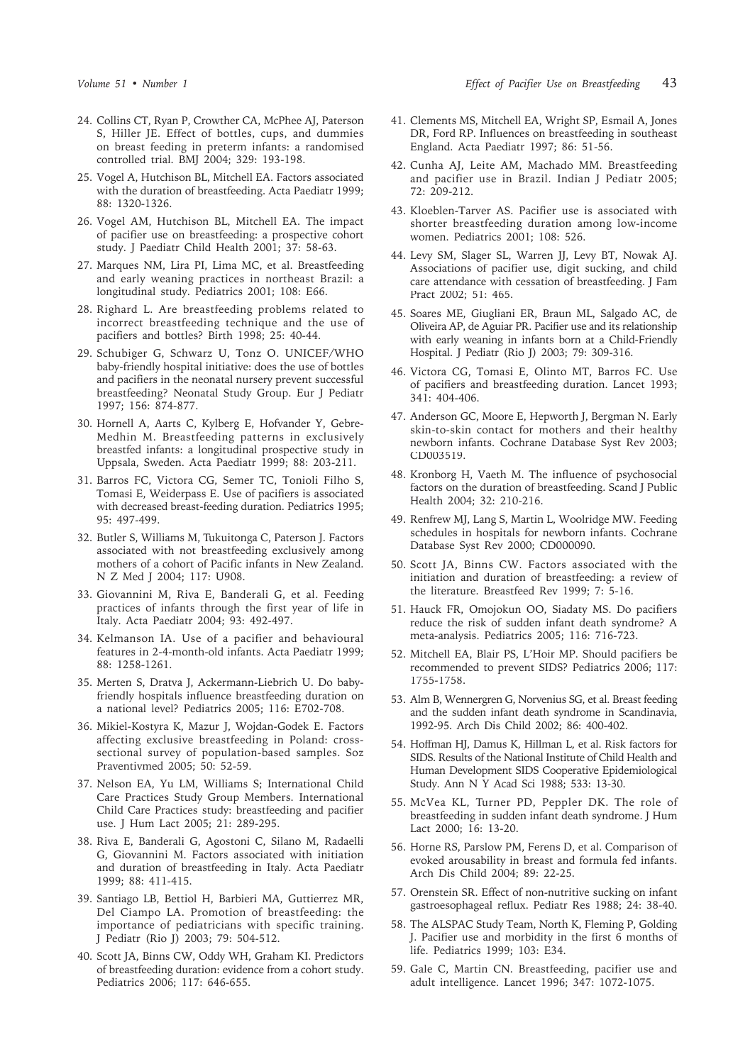24. Collins CT, Ryan P, Crowther CA, McPhee AJ, Paterson S, Hiller JE. Effect of bottles, cups, and dummies on breast feeding in preterm infants: a randomised controlled trial. BMJ 2004; 329: 193-198.
25. Vogel A, Hutchison BL, Mitchell EA. Factors associated with the duration of breastfeeding. Acta Paediatr 1999; 88: 1320-1326.
26. Vogel AM, Hutchison BL, Mitchell EA. The impact of pacifier use on breastfeeding: a prospective cohort study. J Paediatr Child Health 2001; 37: 58-63.
27. Marques NM, Lira PI, Lima MC, et al. Breastfeeding and early weaning practices in northeast Brazil: a longitudinal study. Pediatrics 2001; 108: E66.
28. Righard L. Are breastfeeding problems related to incorrect breastfeeding technique and the use of pacifiers and bottles? Birth 1998; 25: 40-44.
29. Schubiger G, Schwarz U, Tonz O. UNICEF/WHO baby-friendly hospital initiative: does the use of bottles and pacifiers in the neonatal nursery prevent successful breastfeeding? Neonatal Study Group. Eur J Pediatr 1997; 156: 874-877.
30. Hornell A, Aarts C, Kylberg E, Hofvander Y, Gebre-Medhin M. Breastfeeding patterns in exclusively breastfed infants: a longitudinal prospective study in Uppsala, Sweden. Acta Paediatr 1999; 88: 203-211.
31. Barros FC, Victora CG, Semer TC, Tonioli Filho S, Tomasi E, Weiderpass E. Use of pacifiers is associated with decreased breast-feeding duration. Pediatrics 1995; 95: 497-499.
32. Butler S, Williams M, Tukuitonga C, Paterson J. Factors associated with not breastfeeding exclusively among mothers of a cohort of Pacific infants in New Zealand. N Z Med J 2004; 117: U908.
33. Giovannini M, Riva E, Banderali G, et al. Feeding practices of infants through the first year of life in Italy. Acta Paediatr 2004; 93: 492-497.
34. Kelmanson IA. Use of a pacifier and behavioural features in 2-4-month-old infants. Acta Paediatr 1999; 88: 1258-1261.
35. Merten S, Dratva J, Ackermann-Liebrich U. Do baby-friendly hospitals influence breastfeeding duration on a national level? Pediatrics 2005; 116: E702-708.
36. Mikiel-Kostyra K, Mazur J, Wojdan-Godek E. Factors affecting exclusive breastfeeding in Poland: cross-sectional survey of population-based samples. Soz Praventivmed 2005; 50: 52-59.
37. Nelson EA, Yu LM, Williams S; International Child Care Practices Study Group Members. International Child Care Practices study: breastfeeding and pacifier use. J Hum Lact 2005; 21: 289-295.
38. Riva E, Banderali G, Agostoni C, Silano M, Radaelli G, Giovannini M. Factors associated with initiation and duration of breastfeeding in Italy. Acta Paediatr 1999; 88: 411-415.
39. Santiago LB, Bettiol H, Barbieri MA, Guttierrez MR, Del Ciampo LA. Promotion of breastfeeding: the importance of pediatricians with specific training. J Pediatr (Rio J) 2003; 79: 504-512.
40. Scott JA, Binns CW, Oddy WH, Graham KI. Predictors of breastfeeding duration: evidence from a cohort study. Pediatrics 2006; 117: 646-655.
41. Clements MS, Mitchell EA, Wright SP, Esmail A, Jones DR, Ford RP. Influences on breastfeeding in southeast England. Acta Paediatr 1997; 86: 51-56.
42. Cunha AJ, Leite AM, Machado MM. Breastfeeding and pacifier use in Brazil. Indian J Pediatr 2005; 72: 209-212.
43. Kloeblen-Tarver AS. Pacifier use is associated with shorter breastfeeding duration among low-income women. Pediatrics 2001; 108: 526.
44. Levy SM, Slager SL, Warren JJ, Levy BT, Nowak AJ. Associations of pacifier use, digit sucking, and child care attendance with cessation of breastfeeding. J Fam Pract 2002; 51: 465.
45. Soares ME, Giugliani ER, Braun ML, Salgado AC, de Oliveira AP, de Aguiar PR. Pacifier use and its relationship with early weaning in infants born at a Child-Friendly Hospital. J Pediatr (Rio J) 2003; 79: 309-316.
46. Victora CG, Tomasi E, Olinto MT, Barros FC. Use of pacifiers and breastfeeding duration. Lancet 1993; 341: 404-406.
47. Anderson GC, Moore E, Hepworth J, Bergman N. Early skin-to-skin contact for mothers and their healthy newborn infants. Cochrane Database Syst Rev 2003; CD003519.
48. Kronborg H, Vaeth M. The influence of psychosocial factors on the duration of breastfeeding. Scand J Public Health 2004; 32: 210-216.
49. Renfrew MJ, Lang S, Martin L, Woolridge MW. Feeding schedules in hospitals for newborn infants. Cochrane Database Syst Rev 2000; CD000090.
50. Scott JA, Binns CW. Factors associated with the initiation and duration of breastfeeding: a review of the literature. Breastfeed Rev 1999; 7: 5-16.
51. Hauck FR, Omojokun OO, Siadaty MS. Do pacifiers reduce the risk of sudden infant death syndrome? A meta-analysis. Pediatrics 2005; 116: 716-723.
52. Mitchell EA, Blair PS, L'Hoir MP. Should pacifiers be recommended to prevent SIDS? Pediatrics 2006; 117: 1755-1758.
53. Alm B, Wennergren G, Norvenius SG, et al. Breast feeding and the sudden infant death syndrome in Scandinavia, 1992-95. Arch Dis Child 2002; 86: 400-402.
54. Hoffman HJ, Damus K, Hillman L, et al. Risk factors for SIDS. Results of the National Institute of Child Health and Human Development SIDS Cooperative Epidemiological Study. Ann N Y Acad Sci 1988; 533: 13-30.
55. McVea KL, Turner PD, Peppler DK. The role of breastfeeding in sudden infant death syndrome. J Hum Lact 2000; 16: 13-20.
56. Horne RS, Parslow PM, Ferens D, et al. Comparison of evoked arousability in breast and formula fed infants. Arch Dis Child 2004; 89: 22-25.
57. Orenstein SR. Effect of non-nutritive sucking on infant gastroesophageal reflux. Pediatr Res 1988; 24: 38-40.
58. The ALSPAC Study Team, North K, Fleming P, Golding J. Pacifier use and morbidity in the first 6 months of life. Pediatrics 1999; 103: E34.
59. Gale C, Martin CN. Breastfeeding, pacifier use and adult intelligence. Lancet 1996; 347: 1072-1075.